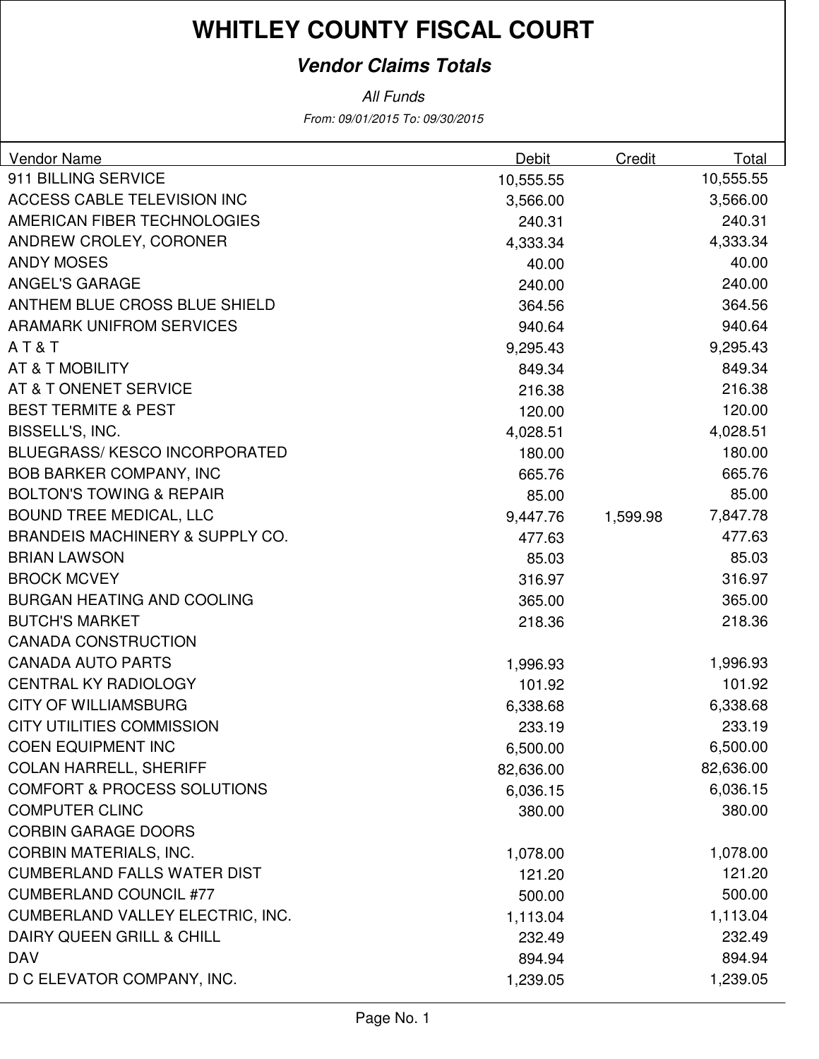# WHITLEY COUNTY FISCAL COURT

### *Vendor Claims Totals*

*All Funds*

*From: 09/01/2015 To: 09/30/2015*

| Vendor Name | Debit | Credit | Total |
|---|---|---|---|
| 911 BILLING SERVICE | 10,555.55 | | 10,555.55 |
| ACCESS CABLE TELEVISION INC | 3,566.00 | | 3,566.00 |
| AMERICAN FIBER TECHNOLOGIES | 240.31 | | 240.31 |
| ANDREW CROLEY, CORONER | 4,333.34 | | 4,333.34 |
| ANDY MOSES | 40.00 | | 40.00 |
| ANGEL'S GARAGE | 240.00 | | 240.00 |
| ANTHEM BLUE CROSS BLUE SHIELD | 364.56 | | 364.56 |
| ARAMARK UNIFROM SERVICES | 940.64 | | 940.64 |
| A T & T | 9,295.43 | | 9,295.43 |
| AT & T MOBILITY | 849.34 | | 849.34 |
| AT & T ONENET SERVICE | 216.38 | | 216.38 |
| BEST TERMITE & PEST | 120.00 | | 120.00 |
| BISSELL'S, INC. | 4,028.51 | | 4,028.51 |
| BLUEGRASS/ KESCO INCORPORATED | 180.00 | | 180.00 |
| BOB BARKER COMPANY, INC | 665.76 | | 665.76 |
| BOLTON'S TOWING & REPAIR | 85.00 | | 85.00 |
| BOUND TREE MEDICAL, LLC | 9,447.76 | 1,599.98 | 7,847.78 |
| BRANDEIS MACHINERY & SUPPLY CO. | 477.63 | | 477.63 |
| BRIAN LAWSON | 85.03 | | 85.03 |
| BROCK MCVEY | 316.97 | | 316.97 |
| BURGAN HEATING AND COOLING | 365.00 | | 365.00 |
| BUTCH'S MARKET | 218.36 | | 218.36 |
| CANADA CONSTRUCTION | | | |
| CANADA AUTO PARTS | 1,996.93 | | 1,996.93 |
| CENTRAL KY RADIOLOGY | 101.92 | | 101.92 |
| CITY OF WILLIAMSBURG | 6,338.68 | | 6,338.68 |
| CITY UTILITIES COMMISSION | 233.19 | | 233.19 |
| COEN EQUIPMENT INC | 6,500.00 | | 6,500.00 |
| COLAN HARRELL, SHERIFF | 82,636.00 | | 82,636.00 |
| COMFORT & PROCESS SOLUTIONS | 6,036.15 | | 6,036.15 |
| COMPUTER CLINC | 380.00 | | 380.00 |
| CORBIN GARAGE DOORS | | | |
| CORBIN MATERIALS, INC. | 1,078.00 | | 1,078.00 |
| CUMBERLAND FALLS WATER DIST | 121.20 | | 121.20 |
| CUMBERLAND COUNCIL #77 | 500.00 | | 500.00 |
| CUMBERLAND VALLEY ELECTRIC, INC. | 1,113.04 | | 1,113.04 |
| DAIRY QUEEN GRILL & CHILL | 232.49 | | 232.49 |
| DAV | 894.94 | | 894.94 |
| D C ELEVATOR COMPANY, INC. | 1,239.05 | | 1,239.05 |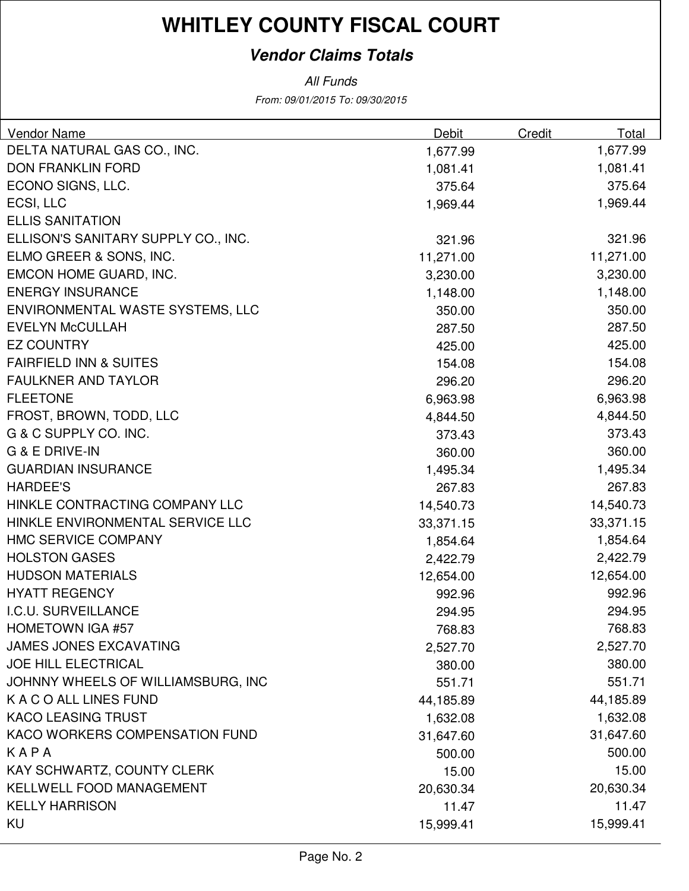# WHITLEY COUNTY FISCAL COURT

## *Vendor Claims Totals*

*All Funds*

*From: 09/01/2015 To: 09/30/2015*

| Vendor Name | Debit | Credit | Total |
|---|---|---|---|
| DELTA NATURAL GAS CO., INC. | 1,677.99 | | 1,677.99 |
| DON FRANKLIN FORD | 1,081.41 | | 1,081.41 |
| ECONO SIGNS, LLC. | 375.64 | | 375.64 |
| ECSI, LLC | 1,969.44 | | 1,969.44 |
| ELLIS SANITATION | | | |
| ELLISON'S SANITARY SUPPLY CO., INC. | 321.96 | | 321.96 |
| ELMO GREER & SONS, INC. | 11,271.00 | | 11,271.00 |
| EMCON HOME GUARD, INC. | 3,230.00 | | 3,230.00 |
| ENERGY INSURANCE | 1,148.00 | | 1,148.00 |
| ENVIRONMENTAL WASTE SYSTEMS, LLC | 350.00 | | 350.00 |
| EVELYN McCULLAH | 287.50 | | 287.50 |
| EZ COUNTRY | 425.00 | | 425.00 |
| FAIRFIELD INN & SUITES | 154.08 | | 154.08 |
| FAULKNER AND TAYLOR | 296.20 | | 296.20 |
| FLEETONE | 6,963.98 | | 6,963.98 |
| FROST, BROWN, TODD, LLC | 4,844.50 | | 4,844.50 |
| G & C SUPPLY CO. INC. | 373.43 | | 373.43 |
| G & E DRIVE-IN | 360.00 | | 360.00 |
| GUARDIAN INSURANCE | 1,495.34 | | 1,495.34 |
| HARDEE'S | 267.83 | | 267.83 |
| HINKLE CONTRACTING COMPANY LLC | 14,540.73 | | 14,540.73 |
| HINKLE ENVIRONMENTAL SERVICE LLC | 33,371.15 | | 33,371.15 |
| HMC SERVICE COMPANY | 1,854.64 | | 1,854.64 |
| HOLSTON GASES | 2,422.79 | | 2,422.79 |
| HUDSON MATERIALS | 12,654.00 | | 12,654.00 |
| HYATT REGENCY | 992.96 | | 992.96 |
| I.C.U. SURVEILLANCE | 294.95 | | 294.95 |
| HOMETOWN IGA #57 | 768.83 | | 768.83 |
| JAMES JONES EXCAVATING | 2,527.70 | | 2,527.70 |
| JOE HILL ELECTRICAL | 380.00 | | 380.00 |
| JOHNNY WHEELS OF WILLIAMSBURG, INC | 551.71 | | 551.71 |
| K A C O ALL LINES FUND | 44,185.89 | | 44,185.89 |
| KACO LEASING TRUST | 1,632.08 | | 1,632.08 |
| KACO WORKERS COMPENSATION FUND | 31,647.60 | | 31,647.60 |
| K A P A | 500.00 | | 500.00 |
| KAY SCHWARTZ, COUNTY CLERK | 15.00 | | 15.00 |
| KELLWELL FOOD MANAGEMENT | 20,630.34 | | 20,630.34 |
| KELLY HARRISON | 11.47 | | 11.47 |
| KU | 15,999.41 | | 15,999.41 |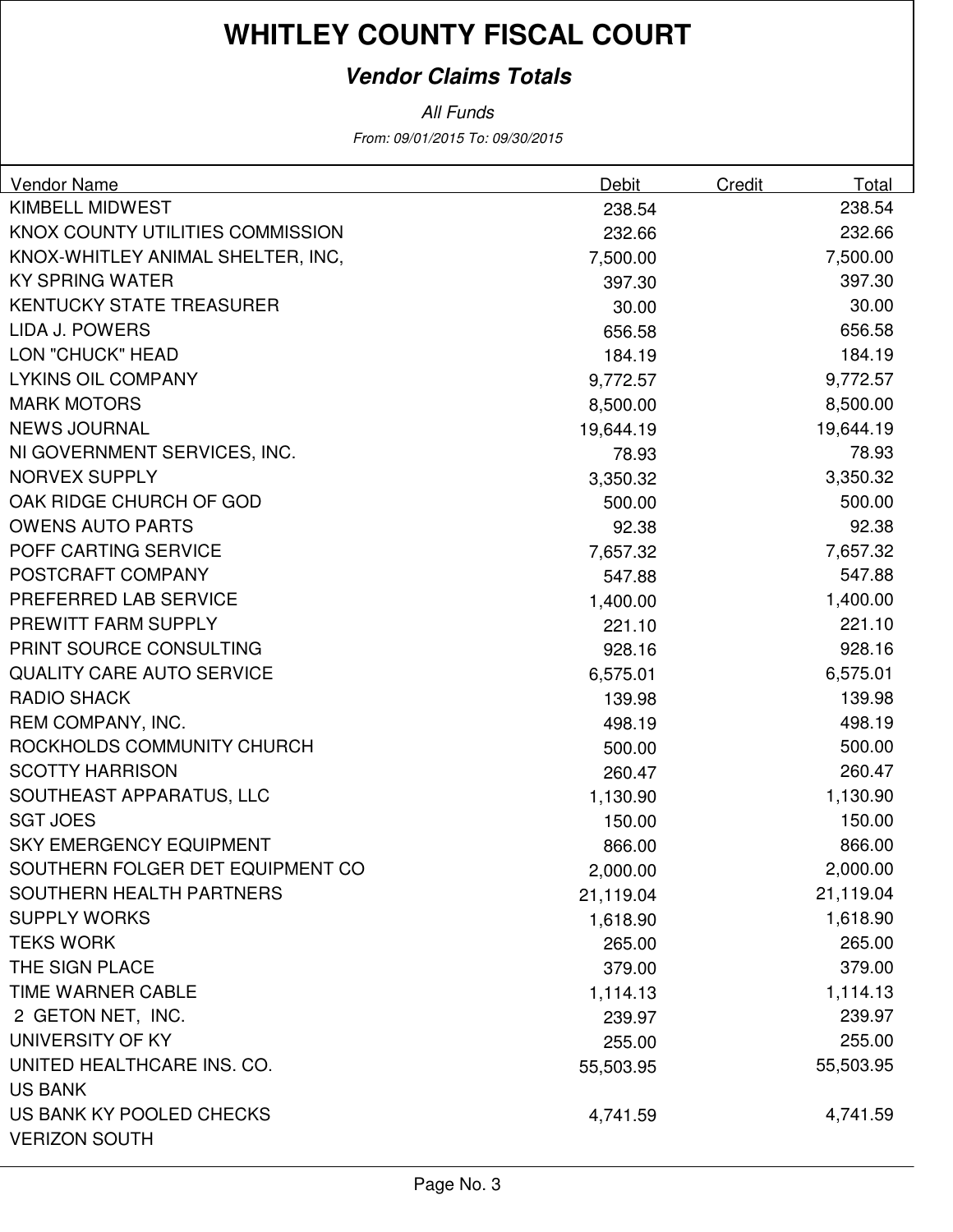# WHITLEY COUNTY FISCAL COURT

## *Vendor Claims Totals*

*All Funds*

*From: 09/01/2015 To: 09/30/2015*

| Vendor Name | Debit | Credit | Total |
|---|---|---|---|
| KIMBELL MIDWEST | 238.54 | | 238.54 |
| KNOX COUNTY UTILITIES COMMISSION | 232.66 | | 232.66 |
| KNOX-WHITLEY ANIMAL SHELTER, INC, | 7,500.00 | | 7,500.00 |
| KY SPRING WATER | 397.30 | | 397.30 |
| KENTUCKY STATE TREASURER | 30.00 | | 30.00 |
| LIDA J. POWERS | 656.58 | | 656.58 |
| LON "CHUCK" HEAD | 184.19 | | 184.19 |
| LYKINS OIL COMPANY | 9,772.57 | | 9,772.57 |
| MARK MOTORS | 8,500.00 | | 8,500.00 |
| NEWS JOURNAL | 19,644.19 | | 19,644.19 |
| NI GOVERNMENT SERVICES, INC. | 78.93 | | 78.93 |
| NORVEX SUPPLY | 3,350.32 | | 3,350.32 |
| OAK RIDGE CHURCH OF GOD | 500.00 | | 500.00 |
| OWENS AUTO PARTS | 92.38 | | 92.38 |
| POFF CARTING SERVICE | 7,657.32 | | 7,657.32 |
| POSTCRAFT COMPANY | 547.88 | | 547.88 |
| PREFERRED LAB SERVICE | 1,400.00 | | 1,400.00 |
| PREWITT FARM SUPPLY | 221.10 | | 221.10 |
| PRINT SOURCE CONSULTING | 928.16 | | 928.16 |
| QUALITY CARE AUTO SERVICE | 6,575.01 | | 6,575.01 |
| RADIO SHACK | 139.98 | | 139.98 |
| REM COMPANY, INC. | 498.19 | | 498.19 |
| ROCKHOLDS COMMUNITY CHURCH | 500.00 | | 500.00 |
| SCOTTY HARRISON | 260.47 | | 260.47 |
| SOUTHEAST APPARATUS, LLC | 1,130.90 | | 1,130.90 |
| SGT JOES | 150.00 | | 150.00 |
| SKY EMERGENCY EQUIPMENT | 866.00 | | 866.00 |
| SOUTHERN FOLGER DET EQUIPMENT CO | 2,000.00 | | 2,000.00 |
| SOUTHERN HEALTH PARTNERS | 21,119.04 | | 21,119.04 |
| SUPPLY WORKS | 1,618.90 | | 1,618.90 |
| TEKS WORK | 265.00 | | 265.00 |
| THE SIGN PLACE | 379.00 | | 379.00 |
| TIME WARNER CABLE | 1,114.13 | | 1,114.13 |
| 2 GETON NET, INC. | 239.97 | | 239.97 |
| UNIVERSITY OF KY | 255.00 | | 255.00 |
| UNITED HEALTHCARE INS. CO. | 55,503.95 | | 55,503.95 |
| US BANK | | | |
| US BANK KY POOLED CHECKS | 4,741.59 | | 4,741.59 |
| VERIZON SOUTH | | | |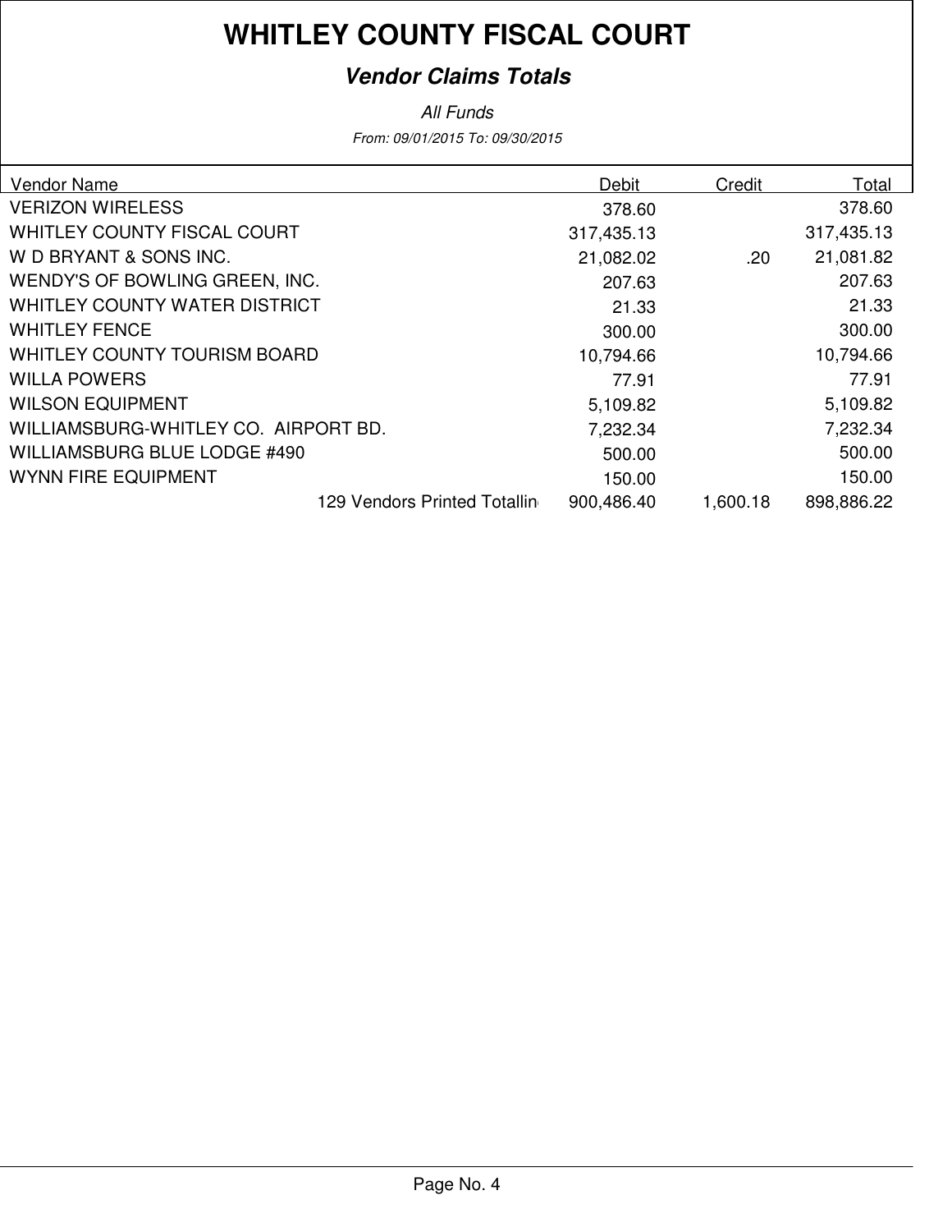# WHITLEY COUNTY FISCAL COURT

***Vendor Claims Totals***

*All Funds*

*From: 09/01/2015 To: 09/30/2015*

| Vendor Name | Debit | Credit | Total |
|---|---|---|---|
| VERIZON WIRELESS | 378.60 | | 378.60 |
| WHITLEY COUNTY FISCAL COURT | 317,435.13 | | 317,435.13 |
| W D BRYANT & SONS INC. | 21,082.02 | .20 | 21,081.82 |
| WENDY'S OF BOWLING GREEN, INC. | 207.63 | | 207.63 |
| WHITLEY COUNTY WATER DISTRICT | 21.33 | | 21.33 |
| WHITLEY FENCE | 300.00 | | 300.00 |
| WHITLEY COUNTY TOURISM BOARD | 10,794.66 | | 10,794.66 |
| WILLA POWERS | 77.91 | | 77.91 |
| WILSON EQUIPMENT | 5,109.82 | | 5,109.82 |
| WILLIAMSBURG-WHITLEY CO. AIRPORT BD. | 7,232.34 | | 7,232.34 |
| WILLIAMSBURG BLUE LODGE #490 | 500.00 | | 500.00 |
| WYNN FIRE EQUIPMENT | 150.00 | | 150.00 |
| 129 Vendors Printed Totallin | 900,486.40 | 1,600.18 | 898,886.22 |